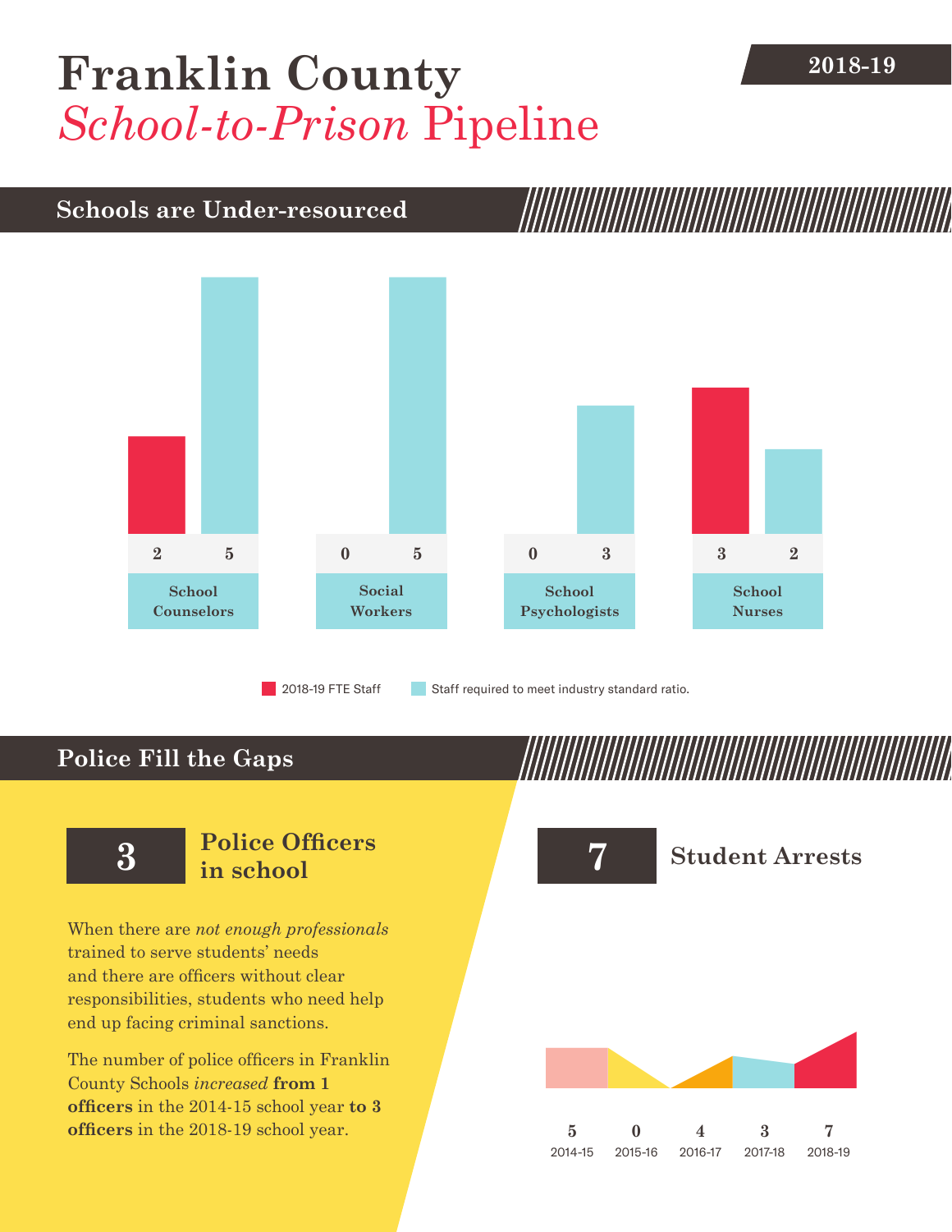# Franklin County *School-to-Prison* Pipeline

**2018-19**

## Schools are Under-resourced

| | 2018-19 FTE Staff | Staff required to meet industry standard ratio. |
|---|---|---|
| School Counselors | 2 | 5 |
| Social Workers | 0 | 5 |
| School Psychologists | 0 | 3 |
| School Nurses | 3 | 2 |

## Police Fill the Gaps

**3** **Police Officers in school**

When there are *not enough professionals* trained to serve students' needs and there are officers without clear responsibilities, students who need help end up facing criminal sanctions.

The number of police officers in Franklin County Schools *increased* **from 1 officers** in the 2014-15 school year **to 3 officers** in the 2018-19 school year.

**7** **Student Arrests**

| 2014-15 | 2015-16 | 2016-17 | 2017-18 | 2018-19 |
|---|---|---|---|---|
| 5 | 0 | 4 | 3 | 7 |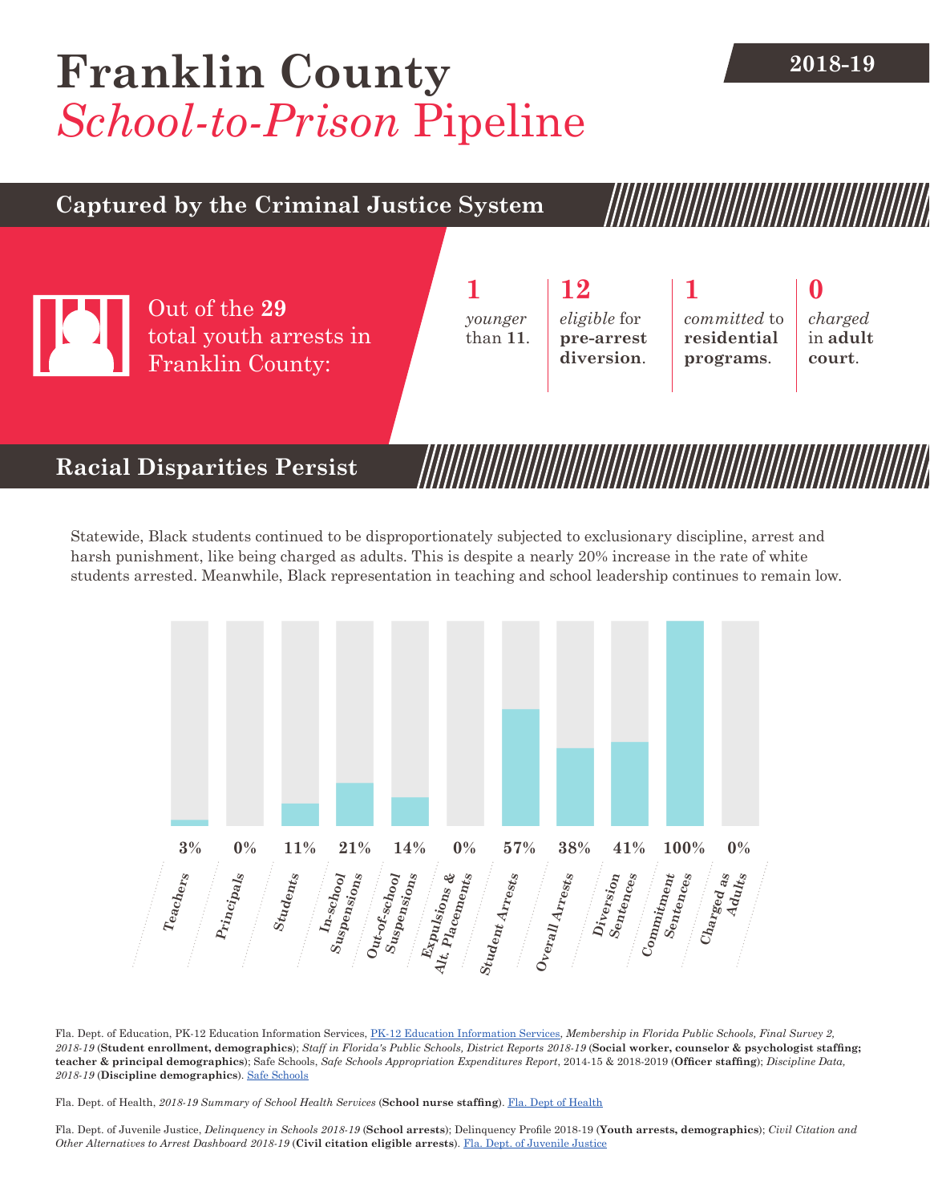# Franklin County *School-to-Prison* Pipeline

**2018-19**

## Captured by the Criminal Justice System

Out of the **29** total youth arrests in Franklin County:

**1** *younger* than **11**.

**12** *eligible* for **pre-arrest diversion**.

**1** *committed* to **residential programs**.

**0** *charged* in **adult court**.

## Racial Disparities Persist

Statewide, Black students continued to be disproportionately subjected to exclusionary discipline, arrest and harsh punishment, like being charged as adults. This is despite a nearly 20% increase in the rate of white students arrested. Meanwhile, Black representation in teaching and school leadership continues to remain low.

3% Teachers
0% Principals
11% Students
21% In-school Suspensions
14% Out-of-school Suspensions
0% Expulsions & Alt. Placements
57% Student Arrests
38% Overall Arrests
41% Diversion Sentences
100% Commitment Sentences
0% Charged as Adults

Fla. Dept. of Education, PK-12 Education Information Services, PK-12 Education Information Services, *Membership in Florida Public Schools, Final Survey 2, 2018-19* (**Student enrollment, demographics**); *Staff in Florida's Public Schools, District Reports 2018-19* (**Social worker, counselor & psychologist staffing; teacher & principal demographics**); Safe Schools, *Safe Schools Appropriation Expenditures Report*, 2014-15 & 2018-2019 (**Officer staffing**); *Discipline Data, 2018-19* (**Discipline demographics**). Safe Schools

Fla. Dept. of Health, *2018-19 Summary of School Health Services* (**School nurse staffing**). Fla. Dept of Health

Fla. Dept. of Juvenile Justice, *Delinquency in Schools 2018-19* (**School arrests**); Delinquency Profile 2018-19 (**Youth arrests, demographics**); *Civil Citation and Other Alternatives to Arrest Dashboard 2018-19* (**Civil citation eligible arrests**). Fla. Dept. of Juvenile Justice